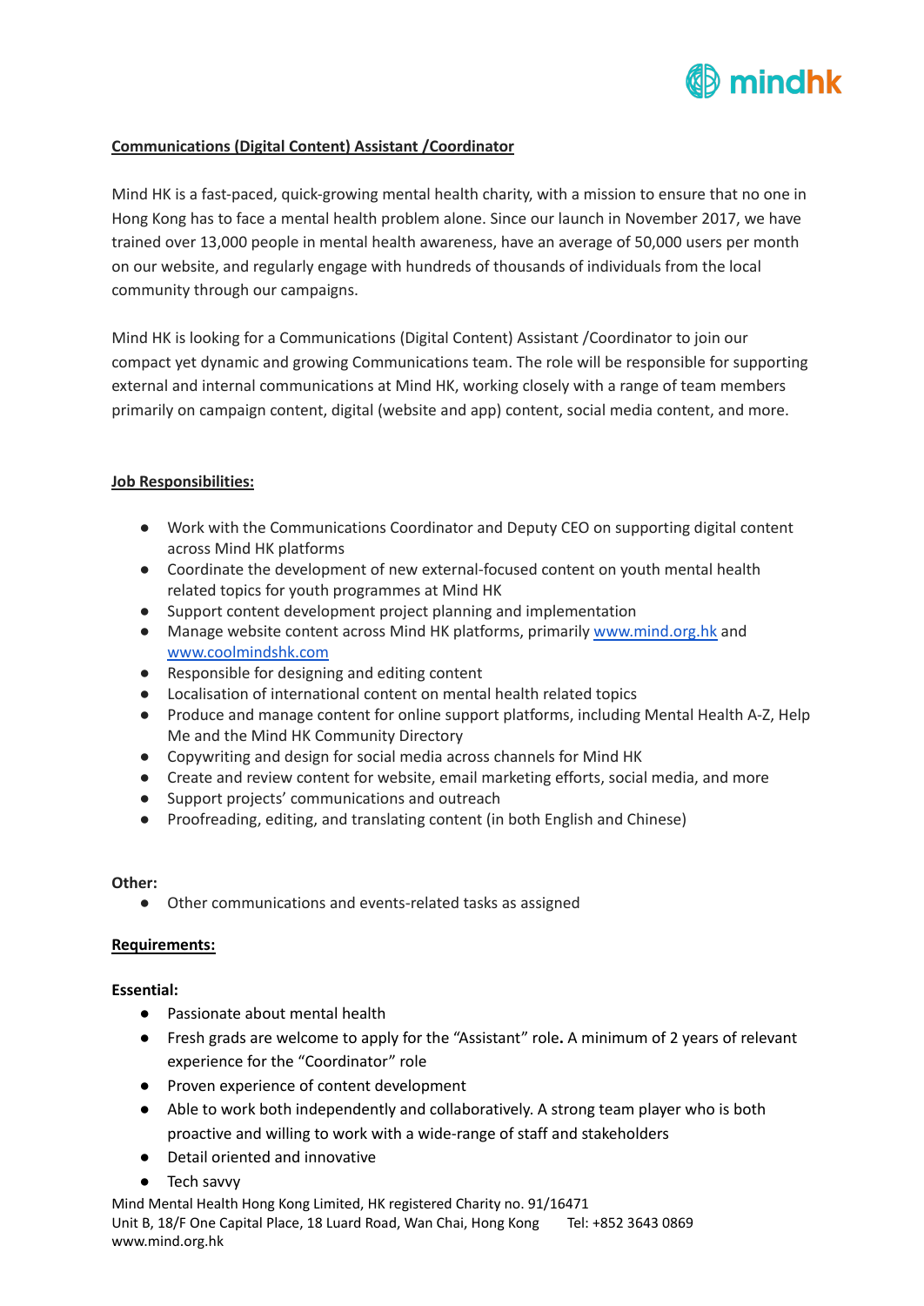## Communications (Digital Content) Assistant /Coordinator

Mind HK is a fast-paced, quick-growing mental health charity, with a mission to ensure that no one in Hong Kong has to face a mental health problem alone. Since our launch in November 2017, we have trained over 13,000 people in mental health awareness, have an average of 50,000 users per month on our website, and regularly engage with hundreds of thousands of individuals from the local community through our campaigns.

Mind HK is looking for a Communications (Digital Content) Assistant /Coordinator to join our compact yet dynamic and growing Communications team. The role will be responsible for supporting external and internal communications at Mind HK, working closely with a range of team members primarily on campaign content, digital (website and app) content, social media content, and more.

### Job Responsibilities:

- Work with the Communications Coordinator and Deputy CEO on supporting digital content across Mind HK platforms
- Coordinate the development of new external-focused content on youth mental health related topics for youth programmes at Mind HK
- Support content development project planning and implementation
- Manage website content across Mind HK platforms, primarily www.mind.org.hk and www.coolmindshk.com
- Responsible for designing and editing content
- Localisation of international content on mental health related topics
- Produce and manage content for online support platforms, including Mental Health A-Z, Help Me and the Mind HK Community Directory
- Copywriting and design for social media across channels for Mind HK
- Create and review content for website, email marketing efforts, social media, and more
- Support projects' communications and outreach
- Proofreading, editing, and translating content (in both English and Chinese)

**Other:**

- Other communications and events-related tasks as assigned

### Requirements:

**Essential:**

- Passionate about mental health
- Fresh grads are welcome to apply for the "Assistant" role**.** A minimum of 2 years of relevant experience for the "Coordinator" role
- Proven experience of content development
- Able to work both independently and collaboratively. A strong team player who is both proactive and willing to work with a wide-range of staff and stakeholders
- Detail oriented and innovative
- Tech savvy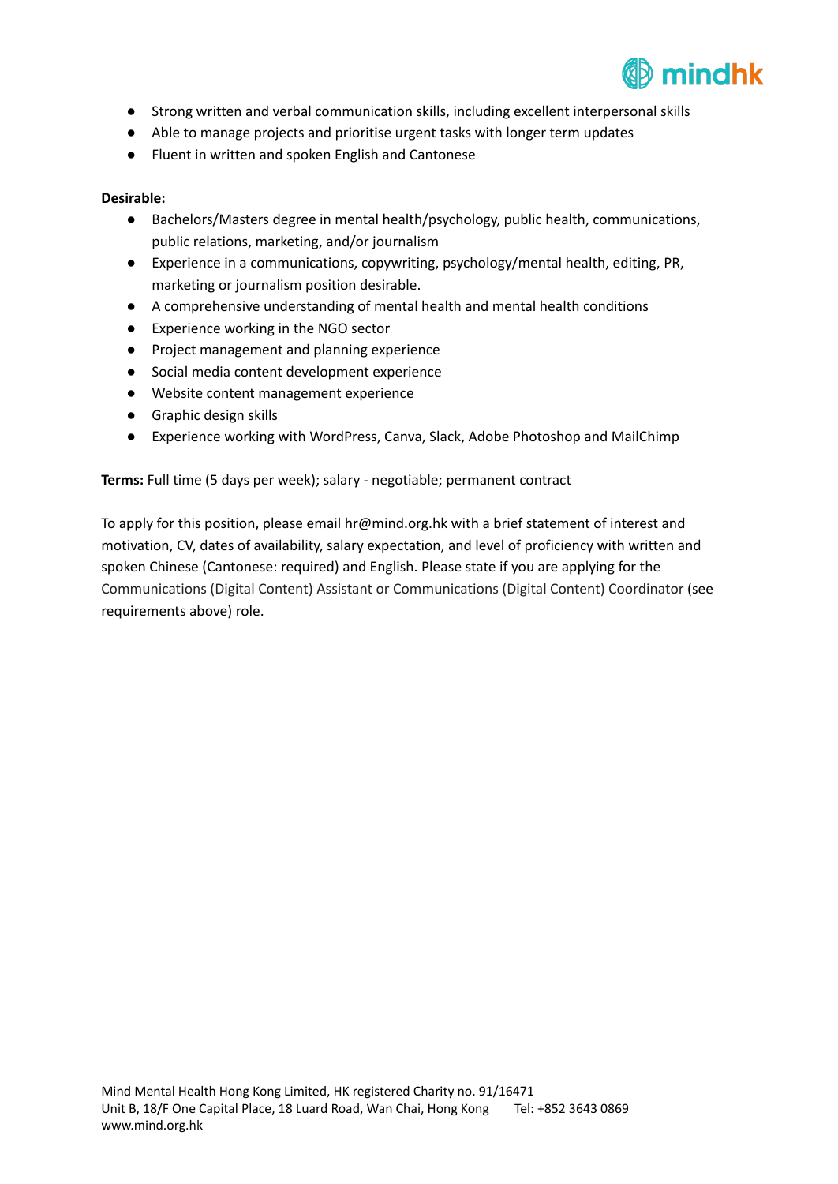- Strong written and verbal communication skills, including excellent interpersonal skills
- Able to manage projects and prioritise urgent tasks with longer term updates
- Fluent in written and spoken English and Cantonese

**Desirable:**

- Bachelors/Masters degree in mental health/psychology, public health, communications, public relations, marketing, and/or journalism
- Experience in a communications, copywriting, psychology/mental health, editing, PR, marketing or journalism position desirable.
- A comprehensive understanding of mental health and mental health conditions
- Experience working in the NGO sector
- Project management and planning experience
- Social media content development experience
- Website content management experience
- Graphic design skills
- Experience working with WordPress, Canva, Slack, Adobe Photoshop and MailChimp

**Terms:** Full time (5 days per week); salary - negotiable; permanent contract

To apply for this position, please email hr@mind.org.hk with a brief statement of interest and motivation, CV, dates of availability, salary expectation, and level of proficiency with written and spoken Chinese (Cantonese: required) and English. Please state if you are applying for the Communications (Digital Content) Assistant or Communications (Digital Content) Coordinator (see requirements above) role.

Mind Mental Health Hong Kong Limited, HK registered Charity no. 91/16471
Unit B, 18/F One Capital Place, 18 Luard Road, Wan Chai, Hong Kong Tel: +852 3643 0869
www.mind.org.hk